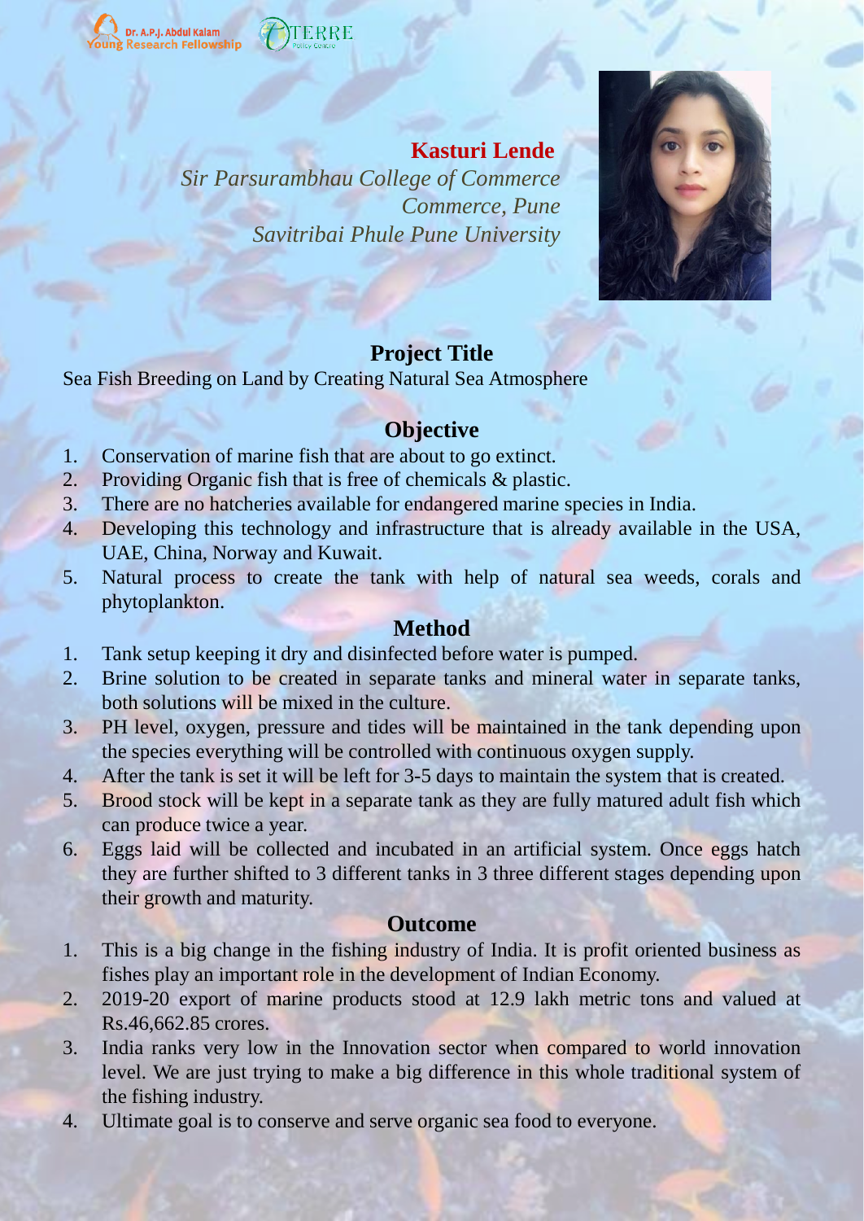Dr. A.P.J. Abdul Kalam Young Research Fellowship

TERRE Policy Centre

**Kasturi Lende**

*Sir Parsurambhau College of Commerce*
*Commerce, Pune*
*Savitribai Phule Pune University*

## Project Title

Sea Fish Breeding on Land by Creating Natural Sea Atmosphere

## Objective

1. Conservation of marine fish that are about to go extinct.
2. Providing Organic fish that is free of chemicals & plastic.
3. There are no hatcheries available for endangered marine species in India.
4. Developing this technology and infrastructure that is already available in the USA, UAE, China, Norway and Kuwait.
5. Natural process to create the tank with help of natural sea weeds, corals and phytoplankton.

## Method

1. Tank setup keeping it dry and disinfected before water is pumped.
2. Brine solution to be created in separate tanks and mineral water in separate tanks, both solutions will be mixed in the culture.
3. PH level, oxygen, pressure and tides will be maintained in the tank depending upon the species everything will be controlled with continuous oxygen supply.
4. After the tank is set it will be left for 3-5 days to maintain the system that is created.
5. Brood stock will be kept in a separate tank as they are fully matured adult fish which can produce twice a year.
6. Eggs laid will be collected and incubated in an artificial system. Once eggs hatch they are further shifted to 3 different tanks in 3 three different stages depending upon their growth and maturity.

## Outcome

1. This is a big change in the fishing industry of India. It is profit oriented business as fishes play an important role in the development of Indian Economy.
2. 2019-20 export of marine products stood at 12.9 lakh metric tons and valued at Rs.46,662.85 crores.
3. India ranks very low in the Innovation sector when compared to world innovation level. We are just trying to make a big difference in this whole traditional system of the fishing industry.
4. Ultimate goal is to conserve and serve organic sea food to everyone.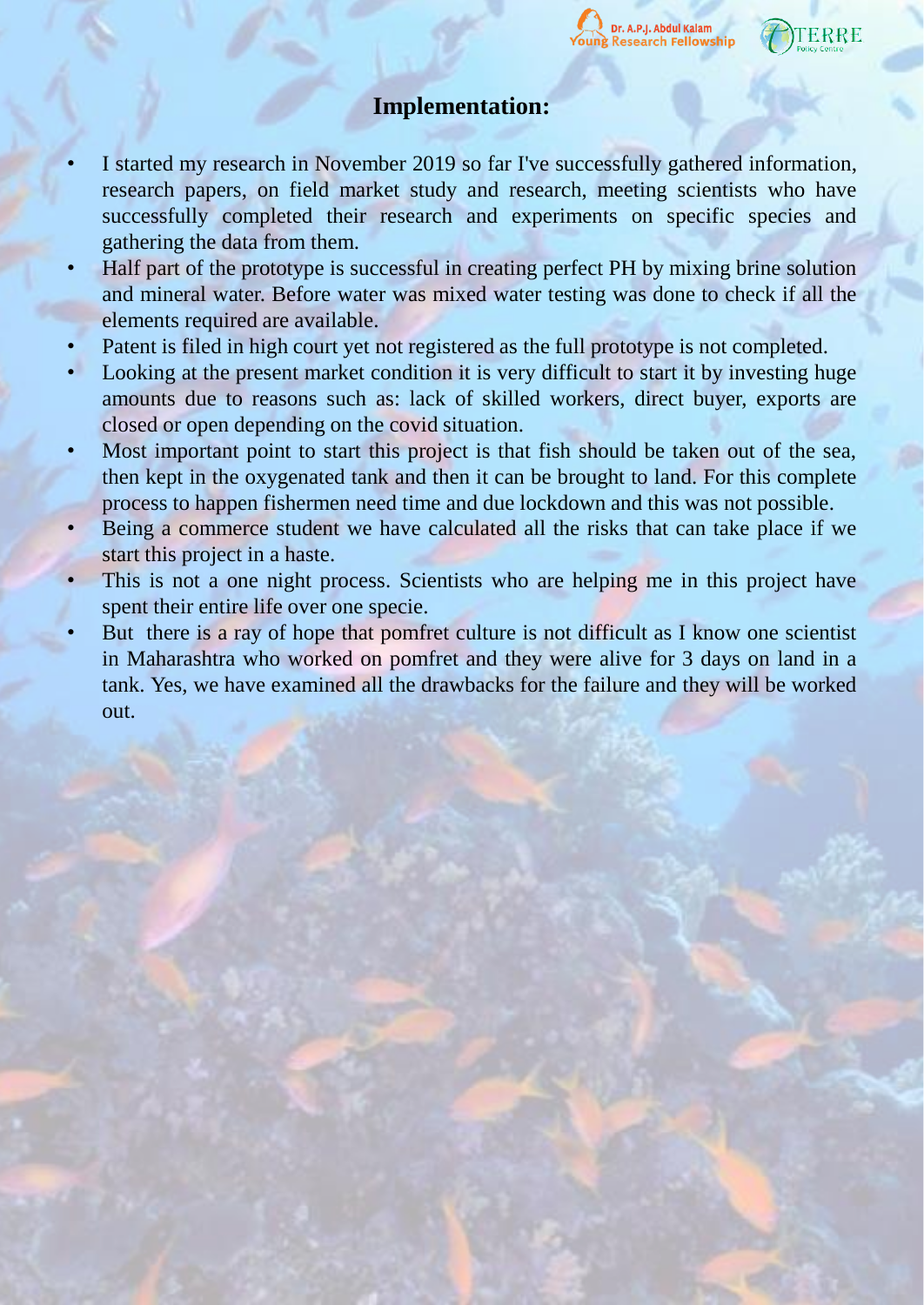## Implementation:

- I started my research in November 2019 so far I've successfully gathered information, research papers, on field market study and research, meeting scientists who have successfully completed their research and experiments on specific species and gathering the data from them.
- Half part of the prototype is successful in creating perfect PH by mixing brine solution and mineral water. Before water was mixed water testing was done to check if all the elements required are available.
- Patent is filed in high court yet not registered as the full prototype is not completed.
- Looking at the present market condition it is very difficult to start it by investing huge amounts due to reasons such as: lack of skilled workers, direct buyer, exports are closed or open depending on the covid situation.
- Most important point to start this project is that fish should be taken out of the sea, then kept in the oxygenated tank and then it can be brought to land. For this complete process to happen fishermen need time and due lockdown and this was not possible.
- Being a commerce student we have calculated all the risks that can take place if we start this project in a haste.
- This is not a one night process. Scientists who are helping me in this project have spent their entire life over one specie.
- But there is a ray of hope that pomfret culture is not difficult as I know one scientist in Maharashtra who worked on pomfret and they were alive for 3 days on land in a tank. Yes, we have examined all the drawbacks for the failure and they will be worked out.